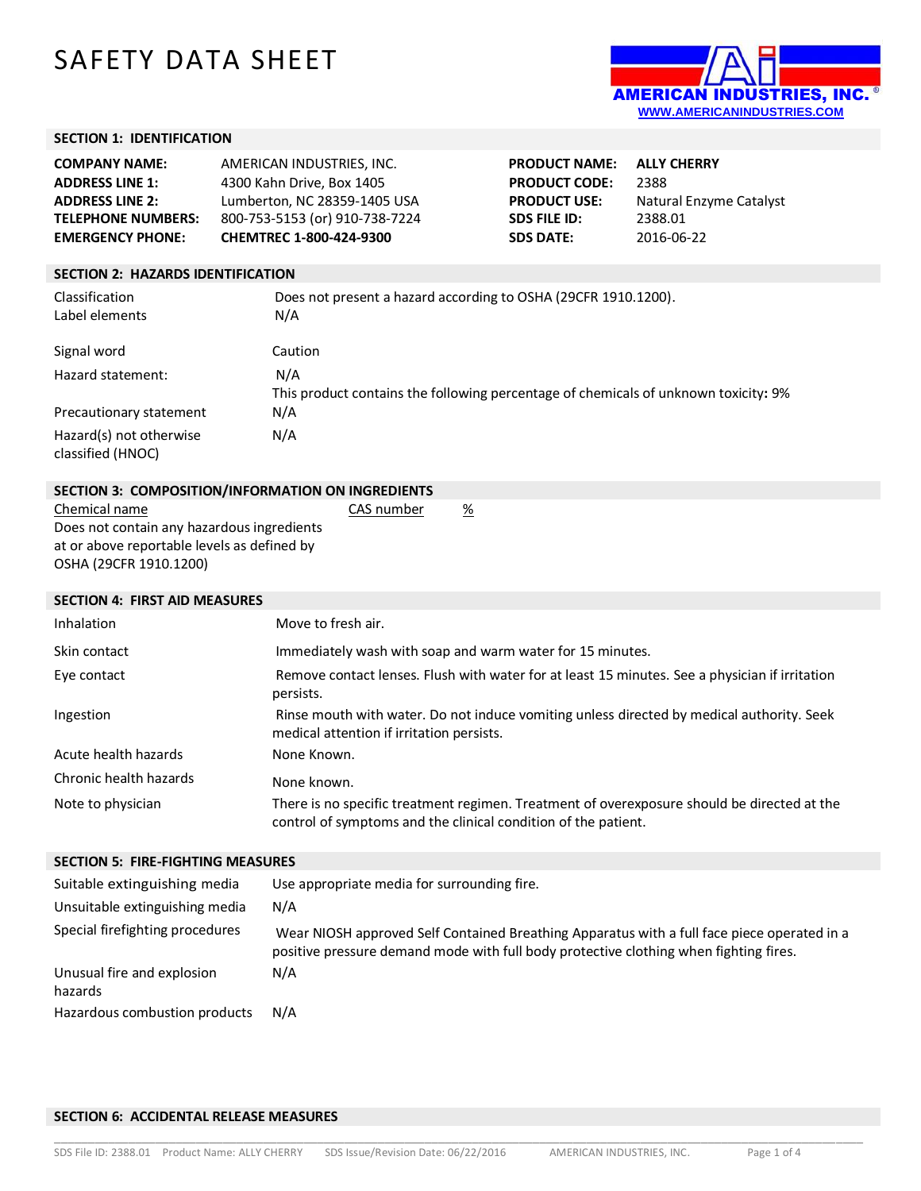# SAFETY DATA SHEET

AMERICAN INDUSTRIES, INC.
WWW.AMERICANINDUSTRIES.COM

## SECTION 1: IDENTIFICATION

| | | | |
|---|---|---|---|
| **COMPANY NAME:** | AMERICAN INDUSTRIES, INC. | **PRODUCT NAME:** | **ALLY CHERRY** |
| **ADDRESS LINE 1:** | 4300 Kahn Drive, Box 1405 | **PRODUCT CODE:** | 2388 |
| **ADDRESS LINE 2:** | Lumberton, NC 28359-1405 USA | **PRODUCT USE:** | Natural Enzyme Catalyst |
| **TELEPHONE NUMBERS:** | 800-753-5153 (or) 910-738-7224 | **SDS FILE ID:** | 2388.01 |
| **EMERGENCY PHONE:** | **CHEMTREC 1-800-424-9300** | **SDS DATE:** | 2016-06-22 |

## SECTION 2: HAZARDS IDENTIFICATION

| | |
|---|---|
| Classification | Does not present a hazard according to OSHA (29CFR 1910.1200). |
| Label elements | N/A |
| Signal word | Caution |
| Hazard statement: | N/A<br>This product contains the following percentage of chemicals of unknown toxicity**:** 9% |
| Precautionary statement | N/A |
| Hazard(s) not otherwise classified (HNOC) | N/A |

## SECTION 3: COMPOSITION/INFORMATION ON INGREDIENTS

| Chemical name | CAS number | % |
|---|---|---|
| Does not contain any hazardous ingredients at or above reportable levels as defined by OSHA (29CFR 1910.1200) | | |

## SECTION 4: FIRST AID MEASURES

| | |
|---|---|
| Inhalation | Move to fresh air. |
| Skin contact | Immediately wash with soap and warm water for 15 minutes. |
| Eye contact | Remove contact lenses. Flush with water for at least 15 minutes. See a physician if irritation persists. |
| Ingestion | Rinse mouth with water. Do not induce vomiting unless directed by medical authority. Seek medical attention if irritation persists. |
| Acute health hazards | None Known. |
| Chronic health hazards | None known. |
| Note to physician | There is no specific treatment regimen. Treatment of overexposure should be directed at the control of symptoms and the clinical condition of the patient. |

## SECTION 5: FIRE-FIGHTING MEASURES

| | |
|---|---|
| Suitable extinguishing media | Use appropriate media for surrounding fire. |
| Unsuitable extinguishing media | N/A |
| Special firefighting procedures | Wear NIOSH approved Self Contained Breathing Apparatus with a full face piece operated in a positive pressure demand mode with full body protective clothing when fighting fires. |
| Unusual fire and explosion hazards | N/A |
| Hazardous combustion products | N/A |

## SECTION 6: ACCIDENTAL RELEASE MEASURES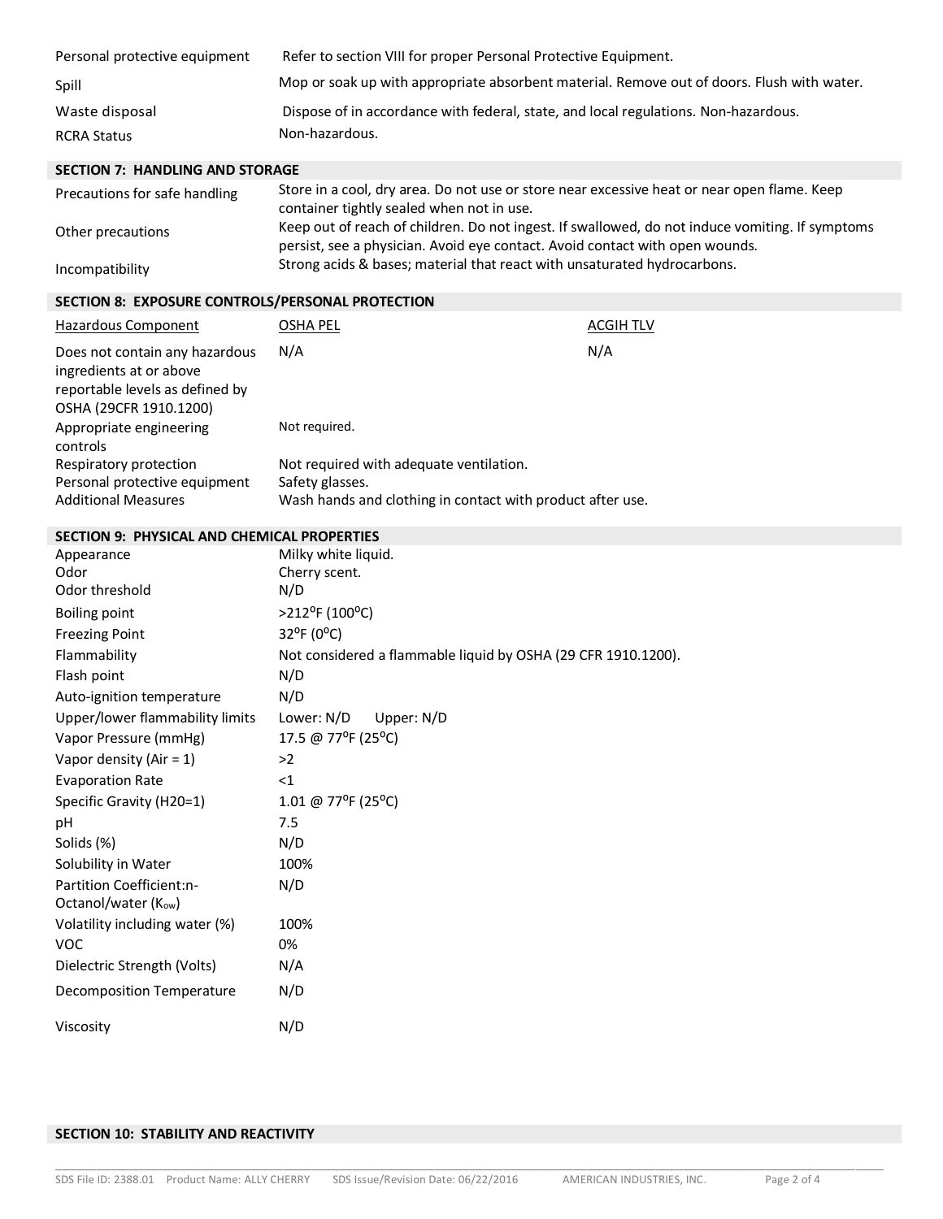| | |
|---|---|
| Personal protective equipment | Refer to section VIII for proper Personal Protective Equipment. |
| Spill | Mop or soak up with appropriate absorbent material. Remove out of doors. Flush with water. |
| Waste disposal | Dispose of in accordance with federal, state, and local regulations. Non-hazardous. |
| RCRA Status | Non-hazardous. |

## SECTION 7: HANDLING AND STORAGE

| | |
|---|---|
| Precautions for safe handling | Store in a cool, dry area. Do not use or store near excessive heat or near open flame. Keep container tightly sealed when not in use. |
| Other precautions | Keep out of reach of children. Do not ingest. If swallowed, do not induce vomiting. If symptoms persist, see a physician. Avoid eye contact. Avoid contact with open wounds. |
| Incompatibility | Strong acids & bases; material that react with unsaturated hydrocarbons. |

## SECTION 8: EXPOSURE CONTROLS/PERSONAL PROTECTION

| Hazardous Component | OSHA PEL | ACGIH TLV |
|---|---|---|
| Does not contain any hazardous ingredients at or above reportable levels as defined by OSHA (29CFR 1910.1200) | N/A | N/A |
| Appropriate engineering controls | Not required. | |
| Respiratory protection | Not required with adequate ventilation. | |
| Personal protective equipment | Safety glasses. | |
| Additional Measures | Wash hands and clothing in contact with product after use. | |

## SECTION 9: PHYSICAL AND CHEMICAL PROPERTIES

| | |
|---|---|
| Appearance | Milky white liquid. |
| Odor | Cherry scent. |
| Odor threshold | N/D |
| Boiling point | >212°F (100°C) |
| Freezing Point | 32°F (0°C) |
| Flammability | Not considered a flammable liquid by OSHA (29 CFR 1910.1200). |
| Flash point | N/D |
| Auto-ignition temperature | N/D |
| Upper/lower flammability limits | Lower: N/D Upper: N/D |
| Vapor Pressure (mmHg) | 17.5 @ 77°F (25°C) |
| Vapor density (Air = 1) | >2 |
| Evaporation Rate | <1 |
| Specific Gravity (H20=1) | 1.01 @ 77°F (25°C) |
| pH | 7.5 |
| Solids (%) | N/D |
| Solubility in Water | 100% |
| Partition Coefficient:n-Octanol/water ($K_{ow}$) | N/D |
| Volatility including water (%) | 100% |
| VOC | 0% |
| Dielectric Strength (Volts) | N/A |
| Decomposition Temperature | N/D |
| Viscosity | N/D |

## SECTION 10: STABILITY AND REACTIVITY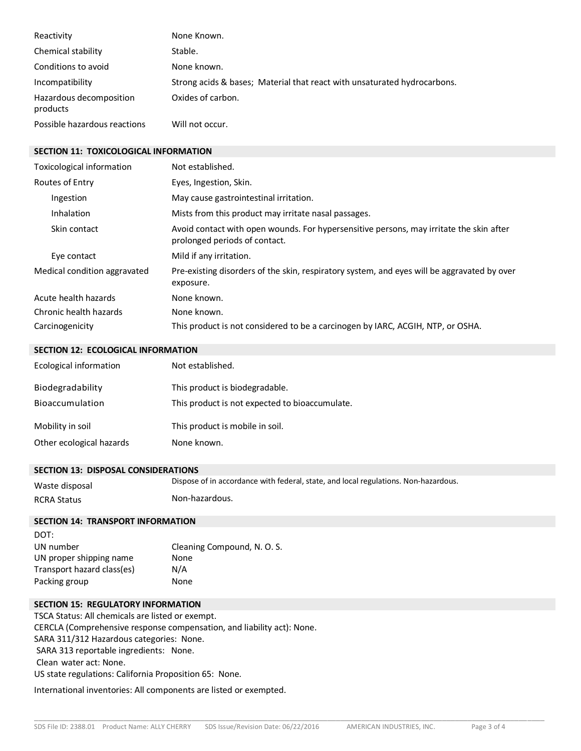| | |
|---|---|
| Reactivity | None Known. |
| Chemical stability | Stable. |
| Conditions to avoid | None known. |
| Incompatibility | Strong acids & bases; Material that react with unsaturated hydrocarbons. |
| Hazardous decomposition products | Oxides of carbon. |
| Possible hazardous reactions | Will not occur. |

## SECTION 11: TOXICOLOGICAL INFORMATION

| | |
|---|---|
| Toxicological information | Not established. |
| Routes of Entry | Eyes, Ingestion, Skin. |
| Ingestion | May cause gastrointestinal irritation. |
| Inhalation | Mists from this product may irritate nasal passages. |
| Skin contact | Avoid contact with open wounds. For hypersensitive persons, may irritate the skin after prolonged periods of contact. |
| Eye contact | Mild if any irritation. |
| Medical condition aggravated | Pre-existing disorders of the skin, respiratory system, and eyes will be aggravated by over exposure. |
| Acute health hazards | None known. |
| Chronic health hazards | None known. |
| Carcinogenicity | This product is not considered to be a carcinogen by IARC, ACGIH, NTP, or OSHA. |

## SECTION 12: ECOLOGICAL INFORMATION

| | |
|---|---|
| Ecological information | Not established. |
| Biodegradability | This product is biodegradable. |
| Bioaccumulation | This product is not expected to bioaccumulate. |
| Mobility in soil | This product is mobile in soil. |
| Other ecological hazards | None known. |

## SECTION 13: DISPOSAL CONSIDERATIONS

| | |
|---|---|
| Waste disposal | Dispose of in accordance with federal, state, and local regulations. Non-hazardous. |
| RCRA Status | Non-hazardous. |

## SECTION 14: TRANSPORT INFORMATION

DOT:

| | |
|---|---|
| UN number | Cleaning Compound, N. O. S. |
| UN proper shipping name | None |
| Transport hazard class(es) | N/A |
| Packing group | None |

## SECTION 15: REGULATORY INFORMATION

TSCA Status: All chemicals are listed or exempt.
CERCLA (Comprehensive response compensation, and liability act): None.
SARA 311/312 Hazardous categories: None.
SARA 313 reportable ingredients: None.
Clean water act: None.
US state regulations: California Proposition 65: None.

International inventories: All components are listed or exempted.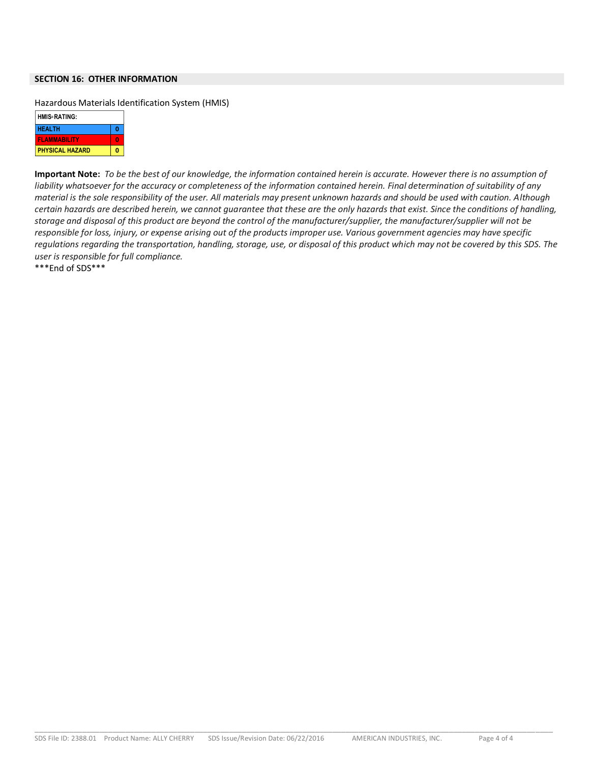## SECTION 16: OTHER INFORMATION

Hazardous Materials Identification System (HMIS)

| HMIS® RATING: | |
|---|---|
| HEALTH | 0 |
| FLAMMABILITY | 0 |
| PHYSICAL HAZARD | 0 |

**Important Note:** *To be the best of our knowledge, the information contained herein is accurate. However there is no assumption of liability whatsoever for the accuracy or completeness of the information contained herein. Final determination of suitability of any material is the sole responsibility of the user. All materials may present unknown hazards and should be used with caution. Although certain hazards are described herein, we cannot guarantee that these are the only hazards that exist. Since the conditions of handling, storage and disposal of this product are beyond the control of the manufacturer/supplier, the manufacturer/supplier will not be responsible for loss, injury, or expense arising out of the products improper use. Various government agencies may have specific regulations regarding the transportation, handling, storage, use, or disposal of this product which may not be covered by this SDS. The user is responsible for full compliance.*

***End of SDS***